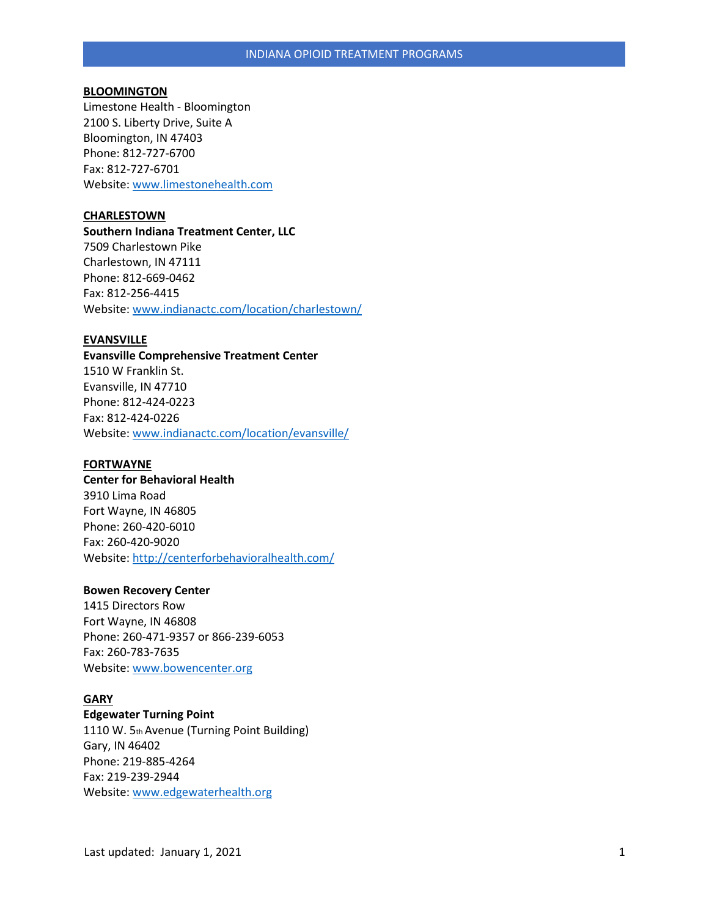# INDIANA OPIOID TREATMENT PROGRAMS

## BLOOMINGTON

Limestone Health - Bloomington
2100 S. Liberty Drive, Suite A
Bloomington, IN 47403
Phone: 812-727-6700
Fax: 812-727-6701
Website: www.limestonehealth.com

## CHARLESTOWN

**Southern Indiana Treatment Center, LLC**
7509 Charlestown Pike
Charlestown, IN 47111
Phone: 812-669-0462
Fax: 812-256-4415
Website: www.indianactc.com/location/charlestown/

## EVANSVILLE

**Evansville Comprehensive Treatment Center**
1510 W Franklin St.
Evansville, IN 47710
Phone: 812-424-0223
Fax: 812-424-0226
Website: www.indianactc.com/location/evansville/

## FORTWAYNE

**Center for Behavioral Health**
3910 Lima Road
Fort Wayne, IN 46805
Phone: 260-420-6010
Fax: 260-420-9020
Website: http://centerforbehavioralhealth.com/

**Bowen Recovery Center**
1415 Directors Row
Fort Wayne, IN 46808
Phone: 260-471-9357 or 866-239-6053
Fax: 260-783-7635
Website: www.bowencenter.org

## GARY

**Edgewater Turning Point**
1110 W. 5th Avenue (Turning Point Building)
Gary, IN 46402
Phone: 219-885-4264
Fax: 219-239-2944
Website: www.edgewaterhealth.org

Last updated: January 1, 2021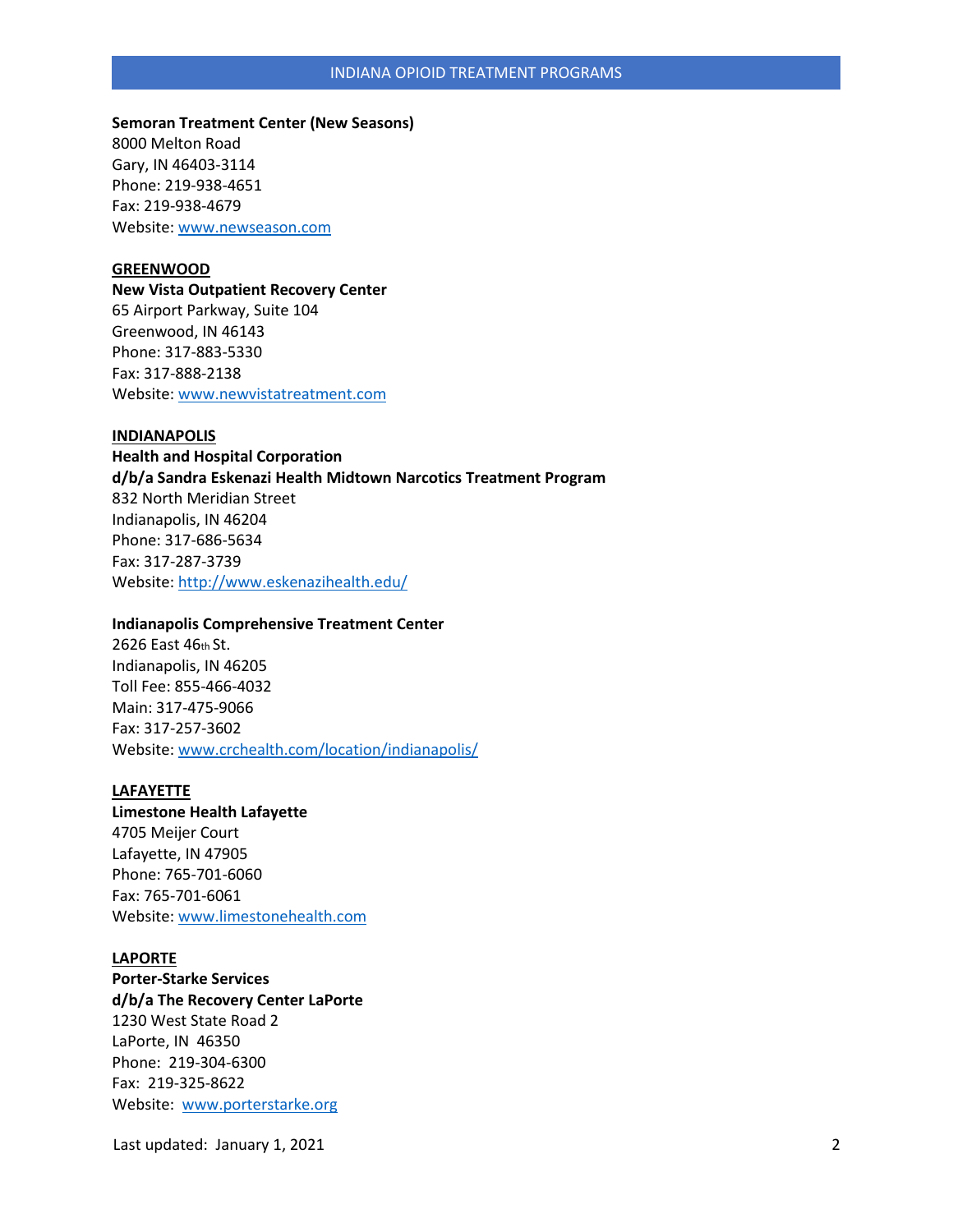**Semoran Treatment Center (New Seasons)**
8000 Melton Road
Gary, IN 46403-3114
Phone: 219-938-4651
Fax: 219-938-4679
Website: www.newseason.com

## GREENWOOD

**New Vista Outpatient Recovery Center**
65 Airport Parkway, Suite 104
Greenwood, IN 46143
Phone: 317-883-5330
Fax: 317-888-2138
Website: www.newvistatreatment.com

## INDIANAPOLIS

**Health and Hospital Corporation**
**d/b/a Sandra Eskenazi Health Midtown Narcotics Treatment Program**
832 North Meridian Street
Indianapolis, IN 46204
Phone: 317-686-5634
Fax: 317-287-3739
Website: http://www.eskenazihealth.edu/

**Indianapolis Comprehensive Treatment Center**
2626 East 46th St.
Indianapolis, IN 46205
Toll Fee: 855-466-4032
Main: 317-475-9066
Fax: 317-257-3602
Website: www.crchealth.com/location/indianapolis/

## LAFAYETTE

**Limestone Health Lafayette**
4705 Meijer Court
Lafayette, IN 47905
Phone: 765-701-6060
Fax: 765-701-6061
Website: www.limestonehealth.com

## LAPORTE

**Porter-Starke Services**
**d/b/a The Recovery Center LaPorte**
1230 West State Road 2
LaPorte, IN 46350
Phone: 219-304-6300
Fax: 219-325-8622
Website: www.porterstarke.org

Last updated: January 1, 2021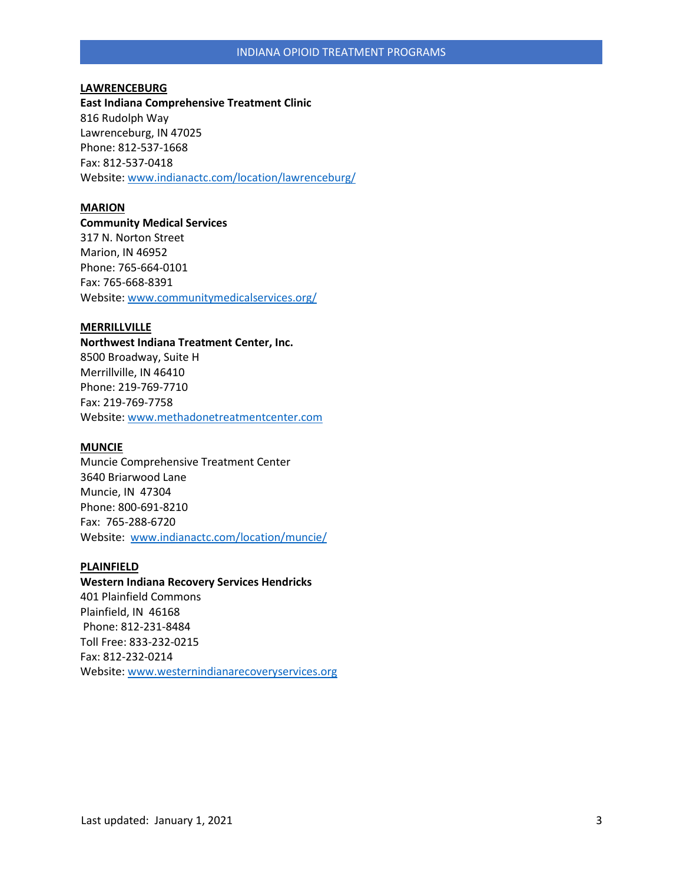**LAWRENCEBURG**
**East Indiana Comprehensive Treatment Clinic**
816 Rudolph Way
Lawrenceburg, IN 47025
Phone: 812-537-1668
Fax: 812-537-0418
Website: www.indianactc.com/location/lawrenceburg/

**MARION**
**Community Medical Services**
317 N. Norton Street
Marion, IN 46952
Phone: 765-664-0101
Fax: 765-668-8391
Website: www.communitymedicalservices.org/

**MERRILLVILLE**
**Northwest Indiana Treatment Center, Inc.**
8500 Broadway, Suite H
Merrillville, IN 46410
Phone: 219-769-7710
Fax: 219-769-7758
Website: www.methadonetreatmentcenter.com

**MUNCIE**
Muncie Comprehensive Treatment Center
3640 Briarwood Lane
Muncie, IN 47304
Phone: 800-691-8210
Fax: 765-288-6720
Website: www.indianactc.com/location/muncie/

**PLAINFIELD**
**Western Indiana Recovery Services Hendricks**
401 Plainfield Commons
Plainfield, IN 46168
Phone: 812-231-8484
Toll Free: 833-232-0215
Fax: 812-232-0214
Website: www.westernindianarecoveryservices.org

Last updated: January 1, 2021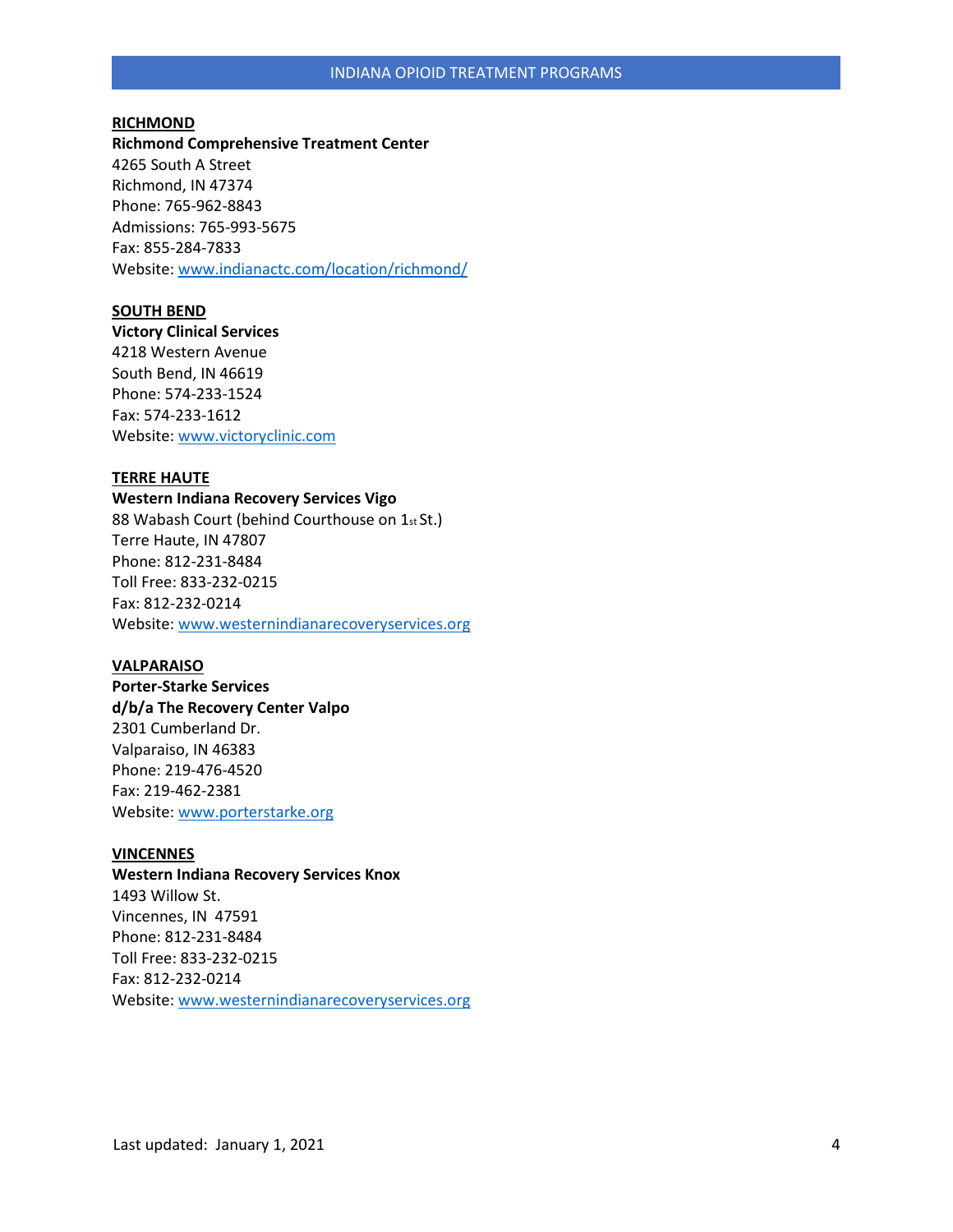**RICHMOND**

**Richmond Comprehensive Treatment Center**
4265 South A Street
Richmond, IN 47374
Phone: 765-962-8843
Admissions: 765-993-5675
Fax: 855-284-7833
Website: www.indianactc.com/location/richmond/

**SOUTH BEND**

**Victory Clinical Services**
4218 Western Avenue
South Bend, IN 46619
Phone: 574-233-1524
Fax: 574-233-1612
Website: www.victoryclinic.com

**TERRE HAUTE**

**Western Indiana Recovery Services Vigo**
88 Wabash Court (behind Courthouse on 1st St.)
Terre Haute, IN 47807
Phone: 812-231-8484
Toll Free: 833-232-0215
Fax: 812-232-0214
Website: www.westernindianarecoveryservices.org

**VALPARAISO**

**Porter-Starke Services**
**d/b/a The Recovery Center Valpo**
2301 Cumberland Dr.
Valparaiso, IN 46383
Phone: 219-476-4520
Fax: 219-462-2381
Website: www.porterstarke.org

**VINCENNES**

**Western Indiana Recovery Services Knox**
1493 Willow St.
Vincennes, IN 47591
Phone: 812-231-8484
Toll Free: 833-232-0215
Fax: 812-232-0214
Website: www.westernindianarecoveryservices.org

Last updated: January 1, 2021